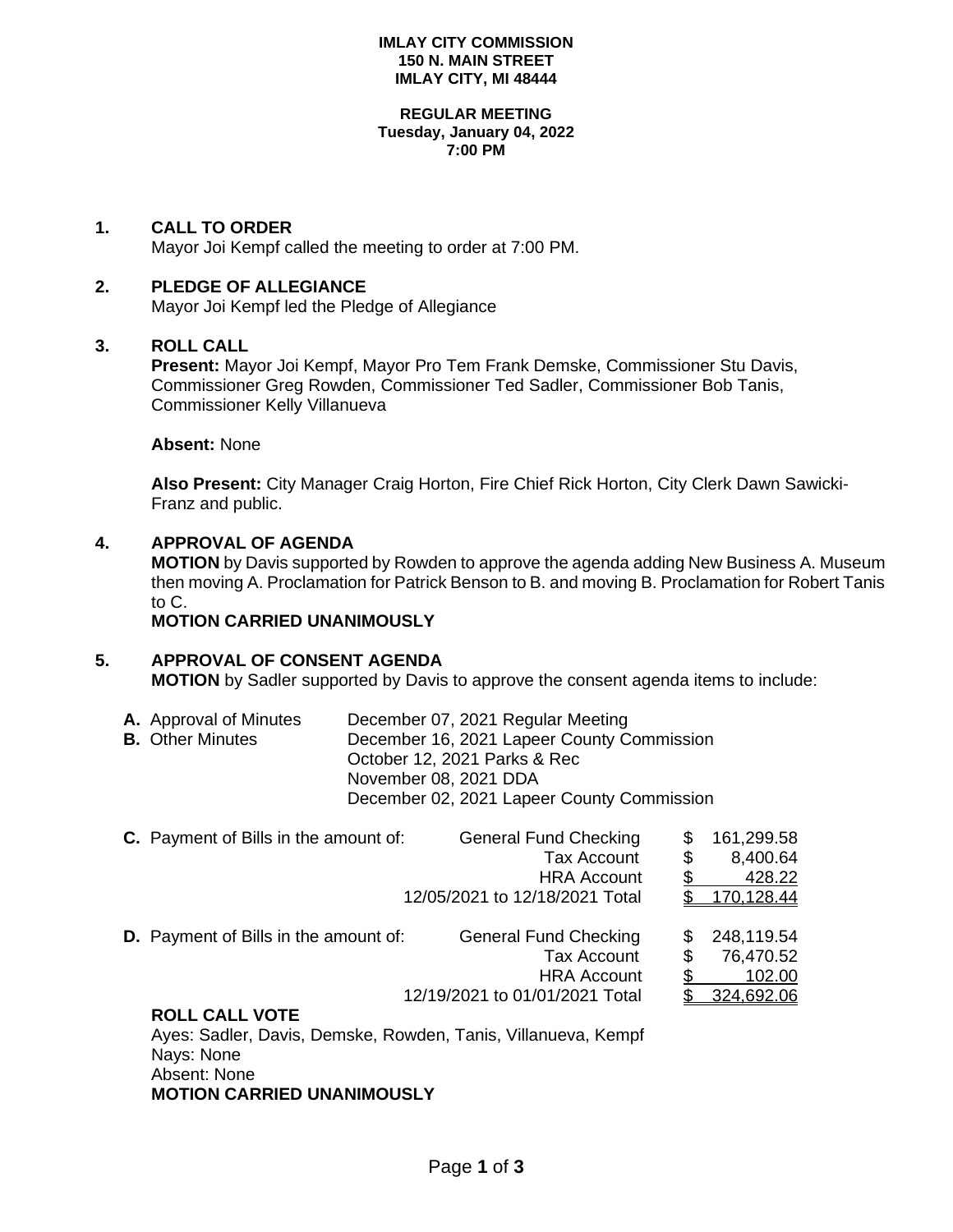**IMLAY CITY COMMISSION**
**150 N. MAIN STREET**
**IMLAY CITY, MI 48444**

**REGULAR MEETING**
**Tuesday, January 04, 2022**
**7:00 PM**

## 1. CALL TO ORDER

Mayor Joi Kempf called the meeting to order at 7:00 PM.

## 2. PLEDGE OF ALLEGIANCE

Mayor Joi Kempf led the Pledge of Allegiance

## 3. ROLL CALL

**Present:** Mayor Joi Kempf, Mayor Pro Tem Frank Demske, Commissioner Stu Davis, Commissioner Greg Rowden, Commissioner Ted Sadler, Commissioner Bob Tanis, Commissioner Kelly Villanueva

**Absent:** None

**Also Present:** City Manager Craig Horton, Fire Chief Rick Horton, City Clerk Dawn Sawicki-Franz and public.

## 4. APPROVAL OF AGENDA

**MOTION** by Davis supported by Rowden to approve the agenda adding New Business A. Museum then moving A. Proclamation for Patrick Benson to B. and moving B. Proclamation for Robert Tanis to C.
**MOTION CARRIED UNANIMOUSLY**

## 5. APPROVAL OF CONSENT AGENDA

**MOTION** by Sadler supported by Davis to approve the consent agenda items to include:

**A.** Approval of Minutes — December 07, 2021 Regular Meeting

**B.** Other Minutes — December 16, 2021 Lapeer County Commission
October 12, 2021 Parks & Rec
November 08, 2021 DDA
December 02, 2021 Lapeer County Commission

| | | |
|---|---|---|
| **C.** Payment of Bills in the amount of: | General Fund Checking | $ 161,299.58 |
| | Tax Account | $ 8,400.64 |
| | HRA Account | $ 428.22 |
| | 12/05/2021 to 12/18/2021 Total | $ 170,128.44 |
| **D.** Payment of Bills in the amount of: | General Fund Checking | $ 248,119.54 |
| | Tax Account | $ 76,470.52 |
| | HRA Account | $ 102.00 |
| | 12/19/2021 to 01/01/2021 Total | $ 324,692.06 |

**ROLL CALL VOTE**
Ayes: Sadler, Davis, Demske, Rowden, Tanis, Villanueva, Kempf
Nays: None
Absent: None
**MOTION CARRIED UNANIMOUSLY**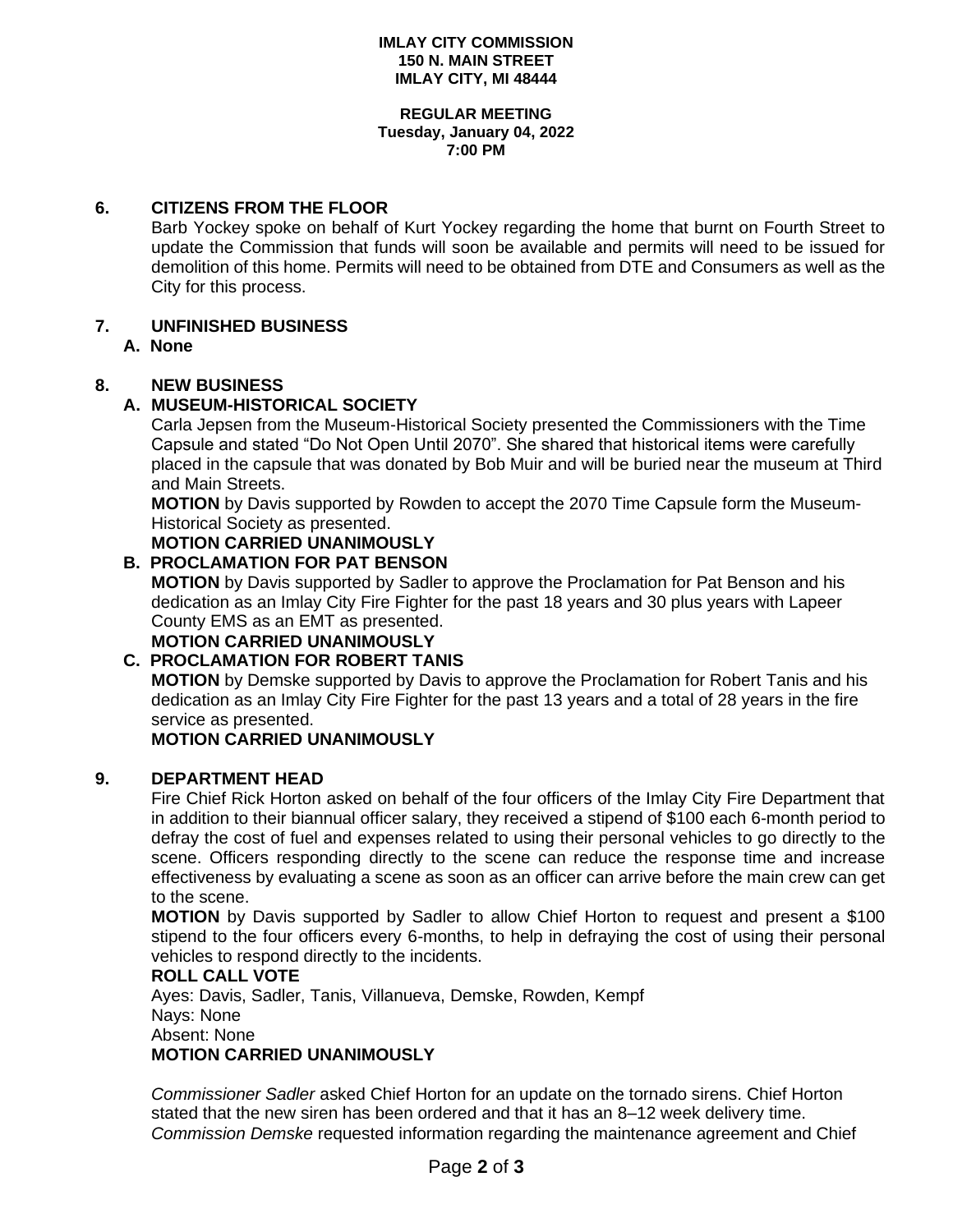**IMLAY CITY COMMISSION**
**150 N. MAIN STREET**
**IMLAY CITY, MI 48444**

**REGULAR MEETING**
**Tuesday, January 04, 2022**
**7:00 PM**

## 6. CITIZENS FROM THE FLOOR

Barb Yockey spoke on behalf of Kurt Yockey regarding the home that burnt on Fourth Street to update the Commission that funds will soon be available and permits will need to be issued for demolition of this home. Permits will need to be obtained from DTE and Consumers as well as the City for this process.

## 7. UNFINISHED BUSINESS

**A. None**

## 8. NEW BUSINESS

### A. MUSEUM-HISTORICAL SOCIETY

Carla Jepsen from the Museum-Historical Society presented the Commissioners with the Time Capsule and stated "Do Not Open Until 2070". She shared that historical items were carefully placed in the capsule that was donated by Bob Muir and will be buried near the museum at Third and Main Streets.

**MOTION** by Davis supported by Rowden to accept the 2070 Time Capsule form the Museum-Historical Society as presented.

**MOTION CARRIED UNANIMOUSLY**

### B. PROCLAMATION FOR PAT BENSON

**MOTION** by Davis supported by Sadler to approve the Proclamation for Pat Benson and his dedication as an Imlay City Fire Fighter for the past 18 years and 30 plus years with Lapeer County EMS as an EMT as presented.

**MOTION CARRIED UNANIMOUSLY**

### C. PROCLAMATION FOR ROBERT TANIS

**MOTION** by Demske supported by Davis to approve the Proclamation for Robert Tanis and his dedication as an Imlay City Fire Fighter for the past 13 years and a total of 28 years in the fire service as presented.

**MOTION CARRIED UNANIMOUSLY**

## 9. DEPARTMENT HEAD

Fire Chief Rick Horton asked on behalf of the four officers of the Imlay City Fire Department that in addition to their biannual officer salary, they received a stipend of $100 each 6-month period to defray the cost of fuel and expenses related to using their personal vehicles to go directly to the scene. Officers responding directly to the scene can reduce the response time and increase effectiveness by evaluating a scene as soon as an officer can arrive before the main crew can get to the scene.

**MOTION** by Davis supported by Sadler to allow Chief Horton to request and present a $100 stipend to the four officers every 6-months, to help in defraying the cost of using their personal vehicles to respond directly to the incidents.

**ROLL CALL VOTE**

Ayes: Davis, Sadler, Tanis, Villanueva, Demske, Rowden, Kempf
Nays: None
Absent: None

**MOTION CARRIED UNANIMOUSLY**

*Commissioner Sadler* asked Chief Horton for an update on the tornado sirens. Chief Horton stated that the new siren has been ordered and that it has an 8–12 week delivery time. *Commission Demske* requested information regarding the maintenance agreement and Chief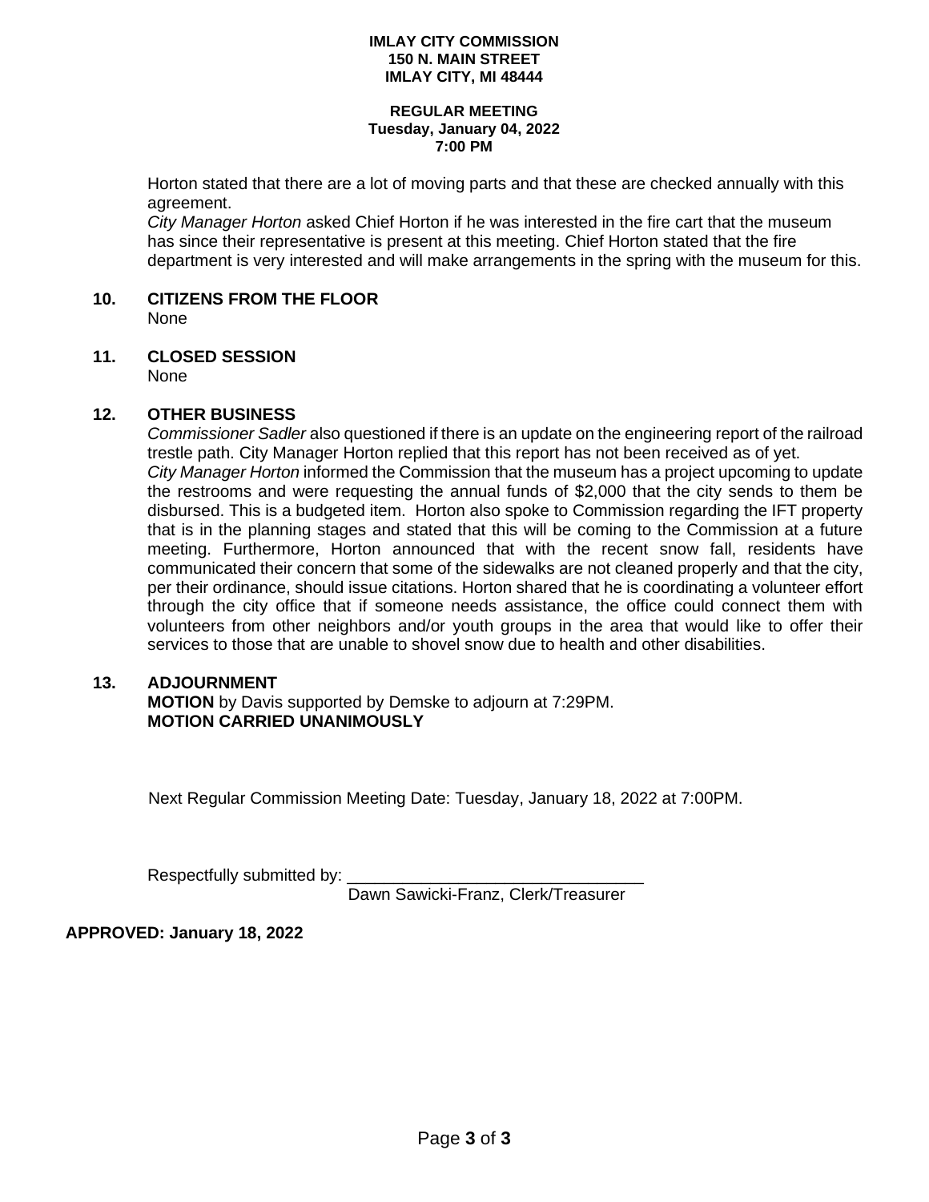Horton stated that there are a lot of moving parts and that these are checked annually with this agreement.

*City Manager Horton* asked Chief Horton if he was interested in the fire cart that the museum has since their representative is present at this meeting. Chief Horton stated that the fire department is very interested and will make arrangements in the spring with the museum for this.

**10. CITIZENS FROM THE FLOOR**

None

**11. CLOSED SESSION**

None

**12. OTHER BUSINESS**

*Commissioner Sadler* also questioned if there is an update on the engineering report of the railroad trestle path. City Manager Horton replied that this report has not been received as of yet.

*City Manager Horton* informed the Commission that the museum has a project upcoming to update the restrooms and were requesting the annual funds of $2,000 that the city sends to them be disbursed. This is a budgeted item. Horton also spoke to Commission regarding the IFT property that is in the planning stages and stated that this will be coming to the Commission at a future meeting. Furthermore, Horton announced that with the recent snow fall, residents have communicated their concern that some of the sidewalks are not cleaned properly and that the city, per their ordinance, should issue citations. Horton shared that he is coordinating a volunteer effort through the city office that if someone needs assistance, the office could connect them with volunteers from other neighbors and/or youth groups in the area that would like to offer their services to those that are unable to shovel snow due to health and other disabilities.

**13. ADJOURNMENT**

**MOTION** by Davis supported by Demske to adjourn at 7:29PM.
**MOTION CARRIED UNANIMOUSLY**

Next Regular Commission Meeting Date: Tuesday, January 18, 2022 at 7:00PM.

Respectfully submitted by: ________________________________
Dawn Sawicki-Franz, Clerk/Treasurer

**APPROVED: January 18, 2022**